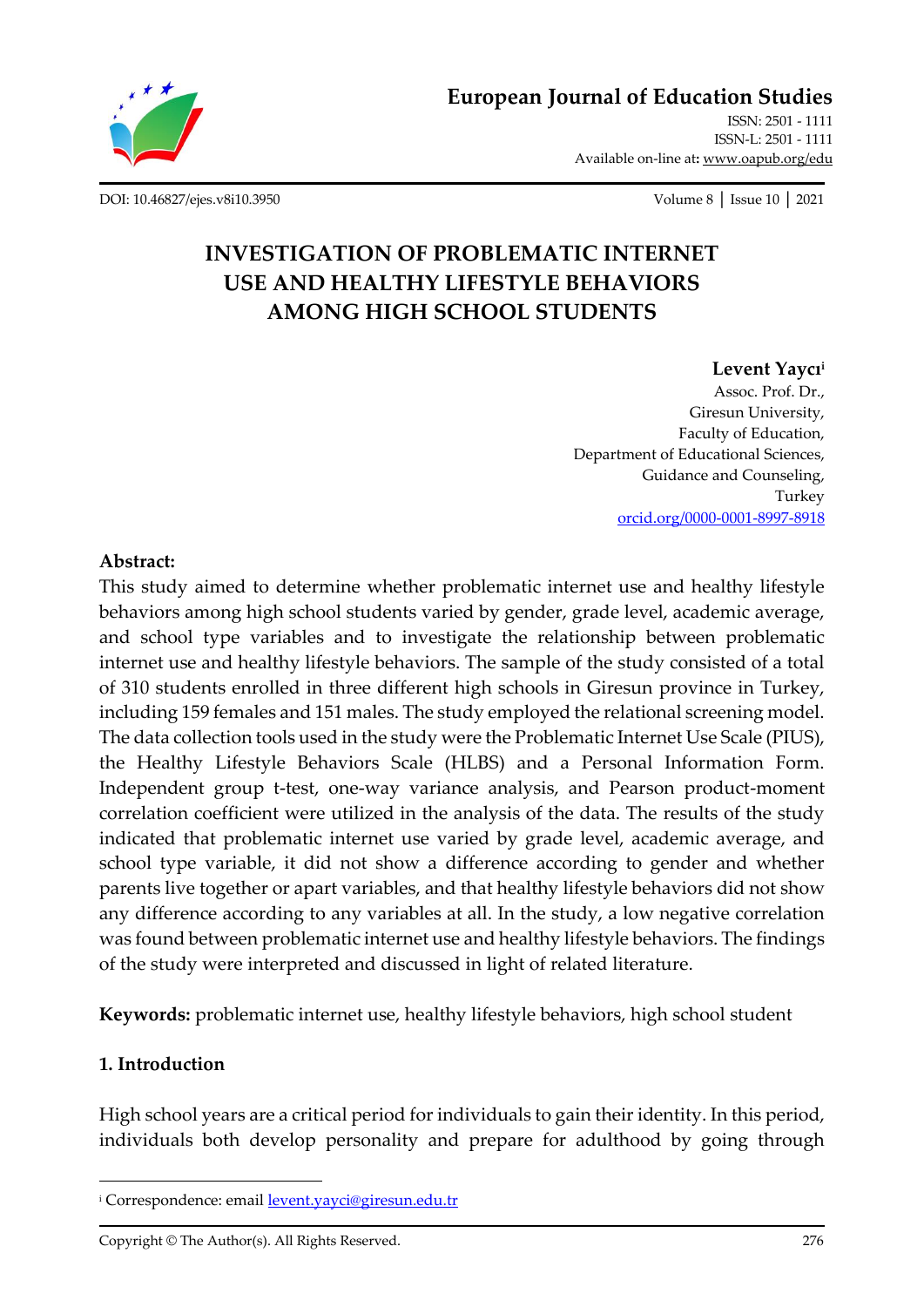# European Journal of Education Studies

ISSN: 2501 - 1111
ISSN-L: 2501 - 1111
Available on-line at: www.oapub.org/edu

DOI: 10.46827/ejes.v8i10.3950

# INVESTIGATION OF PROBLEMATIC INTERNET USE AND HEALTHY LIFESTYLE BEHAVIORS AMONG HIGH SCHOOL STUDENTS

**Levent Yaycı**[i]
Assoc. Prof. Dr.,
Giresun University,
Faculty of Education,
Department of Educational Sciences,
Guidance and Counseling,
Turkey
orcid.org/0000-0001-8997-8918

**Abstract:**
This study aimed to determine whether problematic internet use and healthy lifestyle behaviors among high school students varied by gender, grade level, academic average, and school type variables and to investigate the relationship between problematic internet use and healthy lifestyle behaviors. The sample of the study consisted of a total of 310 students enrolled in three different high schools in Giresun province in Turkey, including 159 females and 151 males. The study employed the relational screening model. The data collection tools used in the study were the Problematic Internet Use Scale (PIUS), the Healthy Lifestyle Behaviors Scale (HLBS) and a Personal Information Form. Independent group t-test, one-way variance analysis, and Pearson product-moment correlation coefficient were utilized in the analysis of the data. The results of the study indicated that problematic internet use varied by grade level, academic average, and school type variable, it did not show a difference according to gender and whether parents live together or apart variables, and that healthy lifestyle behaviors did not show any difference according to any variables at all. In the study, a low negative correlation was found between problematic internet use and healthy lifestyle behaviors. The findings of the study were interpreted and discussed in light of related literature.

**Keywords:** problematic internet use, healthy lifestyle behaviors, high school student

## 1. Introduction

High school years are a critical period for individuals to gain their identity. In this period, individuals both develop personality and prepare for adulthood by going through

[i] Correspondence: email levent.yayci@giresun.edu.tr

Copyright © The Author(s). All Rights Reserved.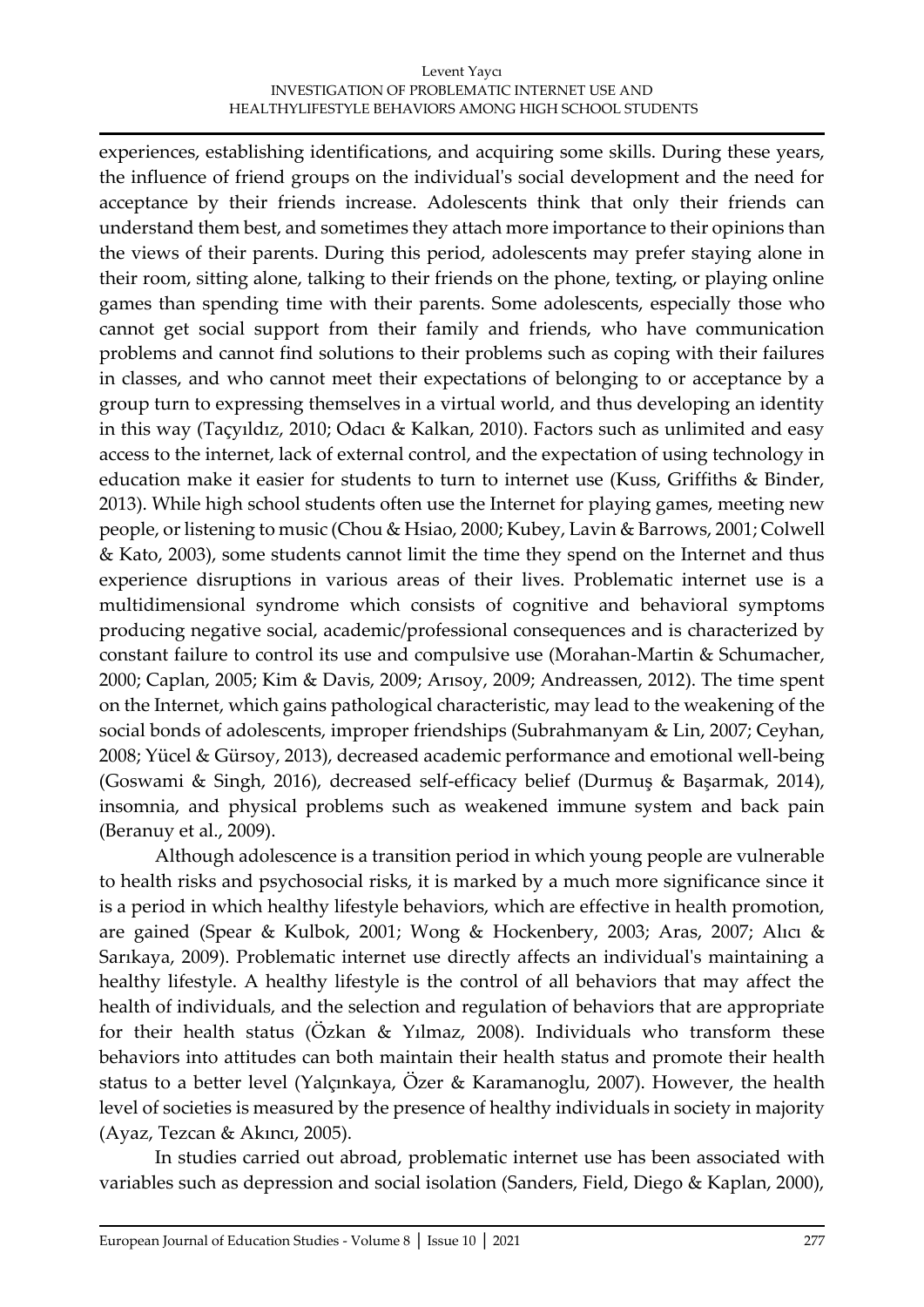experiences, establishing identifications, and acquiring some skills. During these years, the influence of friend groups on the individual's social development and the need for acceptance by their friends increase. Adolescents think that only their friends can understand them best, and sometimes they attach more importance to their opinions than the views of their parents. During this period, adolescents may prefer staying alone in their room, sitting alone, talking to their friends on the phone, texting, or playing online games than spending time with their parents. Some adolescents, especially those who cannot get social support from their family and friends, who have communication problems and cannot find solutions to their problems such as coping with their failures in classes, and who cannot meet their expectations of belonging to or acceptance by a group turn to expressing themselves in a virtual world, and thus developing an identity in this way (Taçyıldız, 2010; Odacı & Kalkan, 2010). Factors such as unlimited and easy access to the internet, lack of external control, and the expectation of using technology in education make it easier for students to turn to internet use (Kuss, Griffiths & Binder, 2013). While high school students often use the Internet for playing games, meeting new people, or listening to music (Chou & Hsiao, 2000; Kubey, Lavin & Barrows, 2001; Colwell & Kato, 2003), some students cannot limit the time they spend on the Internet and thus experience disruptions in various areas of their lives. Problematic internet use is a multidimensional syndrome which consists of cognitive and behavioral symptoms producing negative social, academic/professional consequences and is characterized by constant failure to control its use and compulsive use (Morahan-Martin & Schumacher, 2000; Caplan, 2005; Kim & Davis, 2009; Arısoy, 2009; Andreassen, 2012). The time spent on the Internet, which gains pathological characteristic, may lead to the weakening of the social bonds of adolescents, improper friendships (Subrahmanyam & Lin, 2007; Ceyhan, 2008; Yücel & Gürsoy, 2013), decreased academic performance and emotional well-being (Goswami & Singh, 2016), decreased self-efficacy belief (Durmuş & Başarmak, 2014), insomnia, and physical problems such as weakened immune system and back pain (Beranuy et al., 2009).

Although adolescence is a transition period in which young people are vulnerable to health risks and psychosocial risks, it is marked by a much more significance since it is a period in which healthy lifestyle behaviors, which are effective in health promotion, are gained (Spear & Kulbok, 2001; Wong & Hockenbery, 2003; Aras, 2007; Alıcı & Sarıkaya, 2009). Problematic internet use directly affects an individual's maintaining a healthy lifestyle. A healthy lifestyle is the control of all behaviors that may affect the health of individuals, and the selection and regulation of behaviors that are appropriate for their health status (Özkan & Yılmaz, 2008). Individuals who transform these behaviors into attitudes can both maintain their health status and promote their health status to a better level (Yalçınkaya, Özer & Karamanoglu, 2007). However, the health level of societies is measured by the presence of healthy individuals in society in majority (Ayaz, Tezcan & Akıncı, 2005).

In studies carried out abroad, problematic internet use has been associated with variables such as depression and social isolation (Sanders, Field, Diego & Kaplan, 2000),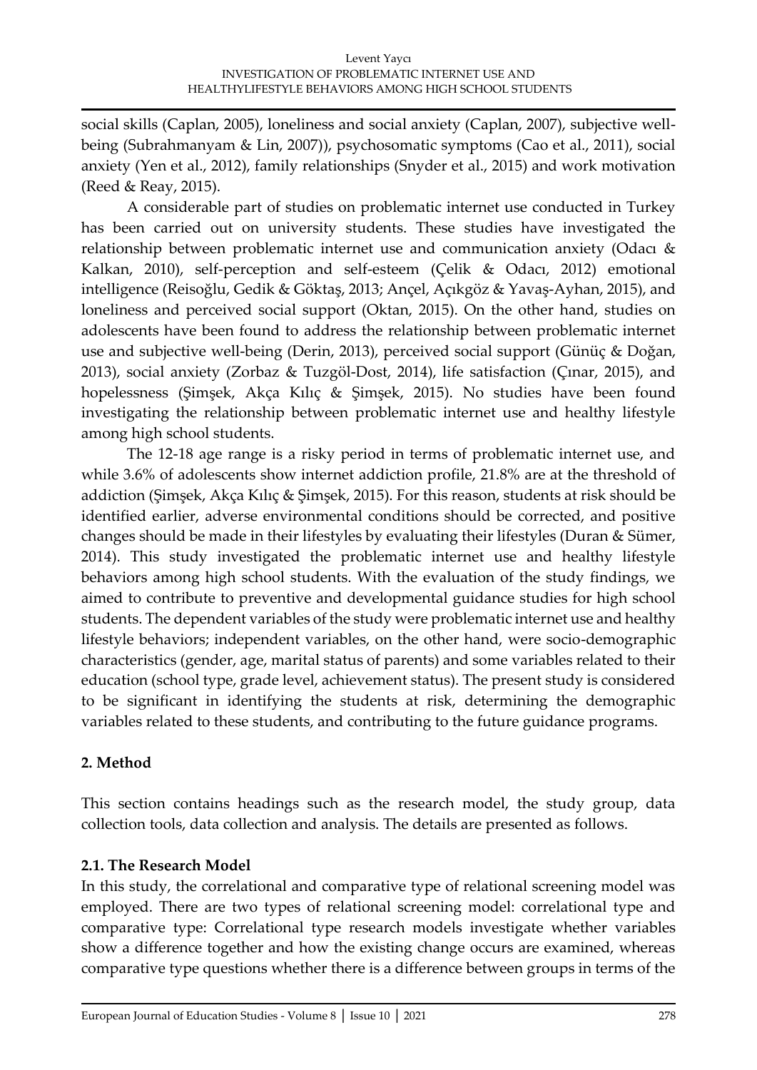social skills (Caplan, 2005), loneliness and social anxiety (Caplan, 2007), subjective well-being (Subrahmanyam & Lin, 2007)), psychosomatic symptoms (Cao et al., 2011), social anxiety (Yen et al., 2012), family relationships (Snyder et al., 2015) and work motivation (Reed & Reay, 2015).

A considerable part of studies on problematic internet use conducted in Turkey has been carried out on university students. These studies have investigated the relationship between problematic internet use and communication anxiety (Odacı & Kalkan, 2010), self-perception and self-esteem (Çelik & Odacı, 2012) emotional intelligence (Reisoğlu, Gedik & Göktaş, 2013; Ançel, Açıkgöz & Yavaş-Ayhan, 2015), and loneliness and perceived social support (Oktan, 2015). On the other hand, studies on adolescents have been found to address the relationship between problematic internet use and subjective well-being (Derin, 2013), perceived social support (Günüç & Doğan, 2013), social anxiety (Zorbaz & Tuzgöl-Dost, 2014), life satisfaction (Çınar, 2015), and hopelessness (Şimşek, Akça Kılıç & Şimşek, 2015). No studies have been found investigating the relationship between problematic internet use and healthy lifestyle among high school students.

The 12-18 age range is a risky period in terms of problematic internet use, and while 3.6% of adolescents show internet addiction profile, 21.8% are at the threshold of addiction (Şimşek, Akça Kılıç & Şimşek, 2015). For this reason, students at risk should be identified earlier, adverse environmental conditions should be corrected, and positive changes should be made in their lifestyles by evaluating their lifestyles (Duran & Sümer, 2014). This study investigated the problematic internet use and healthy lifestyle behaviors among high school students. With the evaluation of the study findings, we aimed to contribute to preventive and developmental guidance studies for high school students. The dependent variables of the study were problematic internet use and healthy lifestyle behaviors; independent variables, on the other hand, were socio-demographic characteristics (gender, age, marital status of parents) and some variables related to their education (school type, grade level, achievement status). The present study is considered to be significant in identifying the students at risk, determining the demographic variables related to these students, and contributing to the future guidance programs.

## 2. Method

This section contains headings such as the research model, the study group, data collection tools, data collection and analysis. The details are presented as follows.

### 2.1. The Research Model

In this study, the correlational and comparative type of relational screening model was employed. There are two types of relational screening model: correlational type and comparative type: Correlational type research models investigate whether variables show a difference together and how the existing change occurs are examined, whereas comparative type questions whether there is a difference between groups in terms of the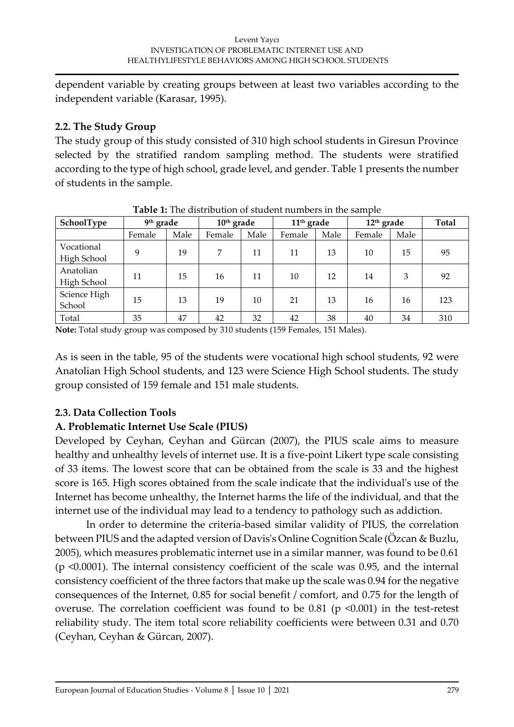dependent variable by creating groups between at least two variables according to the independent variable (Karasar, 1995).

### 2.2. The Study Group

The study group of this study consisted of 310 high school students in Giresun Province selected by the stratified random sampling method. The students were stratified according to the type of high school, grade level, and gender. Table 1 presents the number of students in the sample.

**Table 1:** The distribution of student numbers in the sample

| SchoolType | 9th grade | | 10th grade | | 11th grade | | 12th grade | | Total |
|---|---|---|---|---|---|---|---|---|---|
| | Female | Male | Female | Male | Female | Male | Female | Male | |
| Vocational High School | 9 | 19 | 7 | 11 | 11 | 13 | 10 | 15 | 95 |
| Anatolian High School | 11 | 15 | 16 | 11 | 10 | 12 | 14 | 3 | 92 |
| Science High School | 15 | 13 | 19 | 10 | 21 | 13 | 16 | 16 | 123 |
| Total | 35 | 47 | 42 | 32 | 42 | 38 | 40 | 34 | 310 |

**Note:** Total study group was composed by 310 students (159 Females, 151 Males).

As is seen in the table, 95 of the students were vocational high school students, 92 were Anatolian High School students, and 123 were Science High School students. The study group consisted of 159 female and 151 male students.

### 2.3. Data Collection Tools

#### A. Problematic Internet Use Scale (PIUS)

Developed by Ceyhan, Ceyhan and Gürcan (2007), the PIUS scale aims to measure healthy and unhealthy levels of internet use. It is a five-point Likert type scale consisting of 33 items. The lowest score that can be obtained from the scale is 33 and the highest score is 165. High scores obtained from the scale indicate that the individual's use of the Internet has become unhealthy, the Internet harms the life of the individual, and that the internet use of the individual may lead to a tendency to pathology such as addiction.

In order to determine the criteria-based similar validity of PIUS, the correlation between PIUS and the adapted version of Davis's Online Cognition Scale (Özcan & Buzlu, 2005), which measures problematic internet use in a similar manner, was found to be 0.61 ($p < 0.0001$). The internal consistency coefficient of the scale was 0.95, and the internal consistency coefficient of the three factors that make up the scale was 0.94 for the negative consequences of the Internet, 0.85 for social benefit / comfort, and 0.75 for the length of overuse. The correlation coefficient was found to be 0.81 ($p < 0.001$) in the test-retest reliability study. The item total score reliability coefficients were between 0.31 and 0.70 (Ceyhan, Ceyhan & Gürcan, 2007).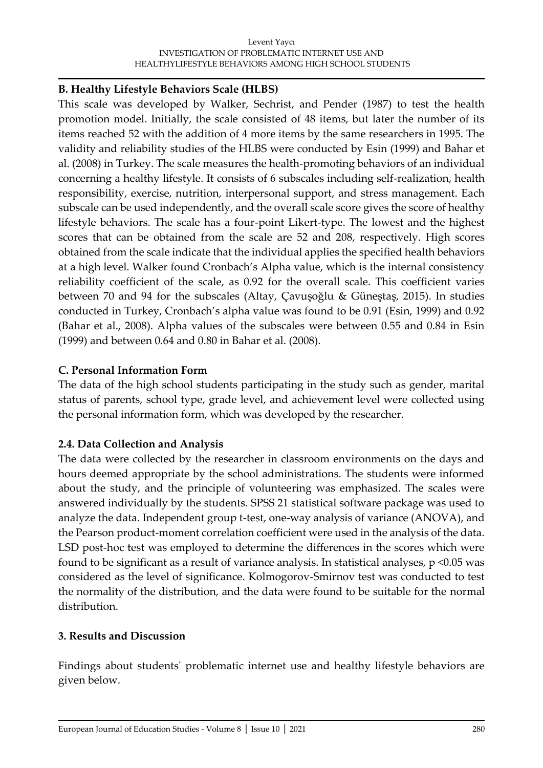### B. Healthy Lifestyle Behaviors Scale (HLBS)

This scale was developed by Walker, Sechrist, and Pender (1987) to test the health promotion model. Initially, the scale consisted of 48 items, but later the number of its items reached 52 with the addition of 4 more items by the same researchers in 1995. The validity and reliability studies of the HLBS were conducted by Esin (1999) and Bahar et al. (2008) in Turkey. The scale measures the health-promoting behaviors of an individual concerning a healthy lifestyle. It consists of 6 subscales including self-realization, health responsibility, exercise, nutrition, interpersonal support, and stress management. Each subscale can be used independently, and the overall scale score gives the score of healthy lifestyle behaviors. The scale has a four-point Likert-type. The lowest and the highest scores that can be obtained from the scale are 52 and 208, respectively. High scores obtained from the scale indicate that the individual applies the specified health behaviors at a high level. Walker found Cronbach's Alpha value, which is the internal consistency reliability coefficient of the scale, as 0.92 for the overall scale. This coefficient varies between 70 and 94 for the subscales (Altay, Çavuşoğlu & Güneştaş, 2015). In studies conducted in Turkey, Cronbach's alpha value was found to be 0.91 (Esin, 1999) and 0.92 (Bahar et al., 2008). Alpha values of the subscales were between 0.55 and 0.84 in Esin (1999) and between 0.64 and 0.80 in Bahar et al. (2008).

### C. Personal Information Form

The data of the high school students participating in the study such as gender, marital status of parents, school type, grade level, and achievement level were collected using the personal information form, which was developed by the researcher.

### 2.4. Data Collection and Analysis

The data were collected by the researcher in classroom environments on the days and hours deemed appropriate by the school administrations. The students were informed about the study, and the principle of volunteering was emphasized. The scales were answered individually by the students. SPSS 21 statistical software package was used to analyze the data. Independent group t-test, one-way analysis of variance (ANOVA), and the Pearson product-moment correlation coefficient were used in the analysis of the data. LSD post-hoc test was employed to determine the differences in the scores which were found to be significant as a result of variance analysis. In statistical analyses, $p < 0.05$ was considered as the level of significance. Kolmogorov-Smirnov test was conducted to test the normality of the distribution, and the data were found to be suitable for the normal distribution.

## 3. Results and Discussion

Findings about students' problematic internet use and healthy lifestyle behaviors are given below.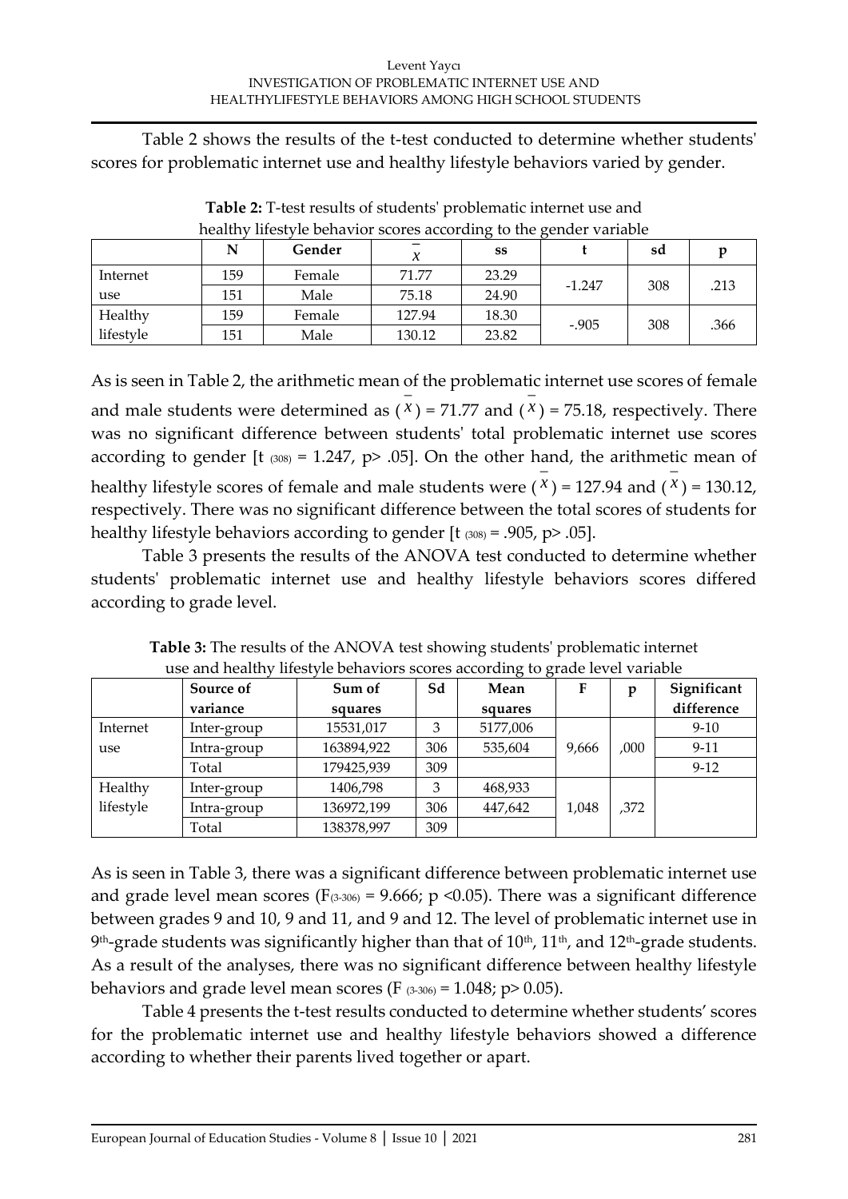Table 2 shows the results of the t-test conducted to determine whether students' scores for problematic internet use and healthy lifestyle behaviors varied by gender.

**Table 2:** T-test results of students' problematic internet use and healthy lifestyle behavior scores according to the gender variable

| | N | Gender | $\bar{x}$ | ss | t | sd | p |
|---|---|---|---|---|---|---|---|
| Internet use | 159 | Female | 71.77 | 23.29 | -1.247 | 308 | .213 |
| | 151 | Male | 75.18 | 24.90 | | | |
| Healthy lifestyle | 159 | Female | 127.94 | 18.30 | -.905 | 308 | .366 |
| | 151 | Male | 130.12 | 23.82 | | | |

As is seen in Table 2, the arithmetic mean of the problematic internet use scores of female and male students were determined as ($\bar{x}$) = 71.77 and ($\bar{x}$) = 75.18, respectively. There was no significant difference between students' total problematic internet use scores according to gender [$t_{(308)} = 1.247$, $p > .05$]. On the other hand, the arithmetic mean of healthy lifestyle scores of female and male students were ($\bar{x}$) = 127.94 and ($\bar{x}$) = 130.12, respectively. There was no significant difference between the total scores of students for healthy lifestyle behaviors according to gender [$t_{(308)} = .905$, $p > .05$].

Table 3 presents the results of the ANOVA test conducted to determine whether students' problematic internet use and healthy lifestyle behaviors scores differed according to grade level.

**Table 3:** The results of the ANOVA test showing students' problematic internet use and healthy lifestyle behaviors scores according to grade level variable

| | Source of variance | Sum of squares | Sd | Mean squares | F | p | Significant difference |
|---|---|---|---|---|---|---|---|
| Internet use | Inter-group | 15531,017 | 3 | 5177,006 | 9,666 | ,000 | 9-10 |
| | Intra-group | 163894,922 | 306 | 535,604 | | | 9-11 |
| | Total | 179425,939 | 309 | | | | 9-12 |
| Healthy lifestyle | Inter-group | 1406,798 | 3 | 468,933 | 1,048 | ,372 | |
| | Intra-group | 136972,199 | 306 | 447,642 | | | |
| | Total | 138378,997 | 309 | | | | |

As is seen in Table 3, there was a significant difference between problematic internet use and grade level mean scores ($F_{(3\text{-}306)} = 9.666$; $p < 0.05$). There was a significant difference between grades 9 and 10, 9 and 11, and 9 and 12. The level of problematic internet use in 9th-grade students was significantly higher than that of 10th, 11th, and 12th-grade students. As a result of the analyses, there was no significant difference between healthy lifestyle behaviors and grade level mean scores ($F_{(3\text{-}306)} = 1.048$; $p > 0.05$).

Table 4 presents the t-test results conducted to determine whether students' scores for the problematic internet use and healthy lifestyle behaviors showed a difference according to whether their parents lived together or apart.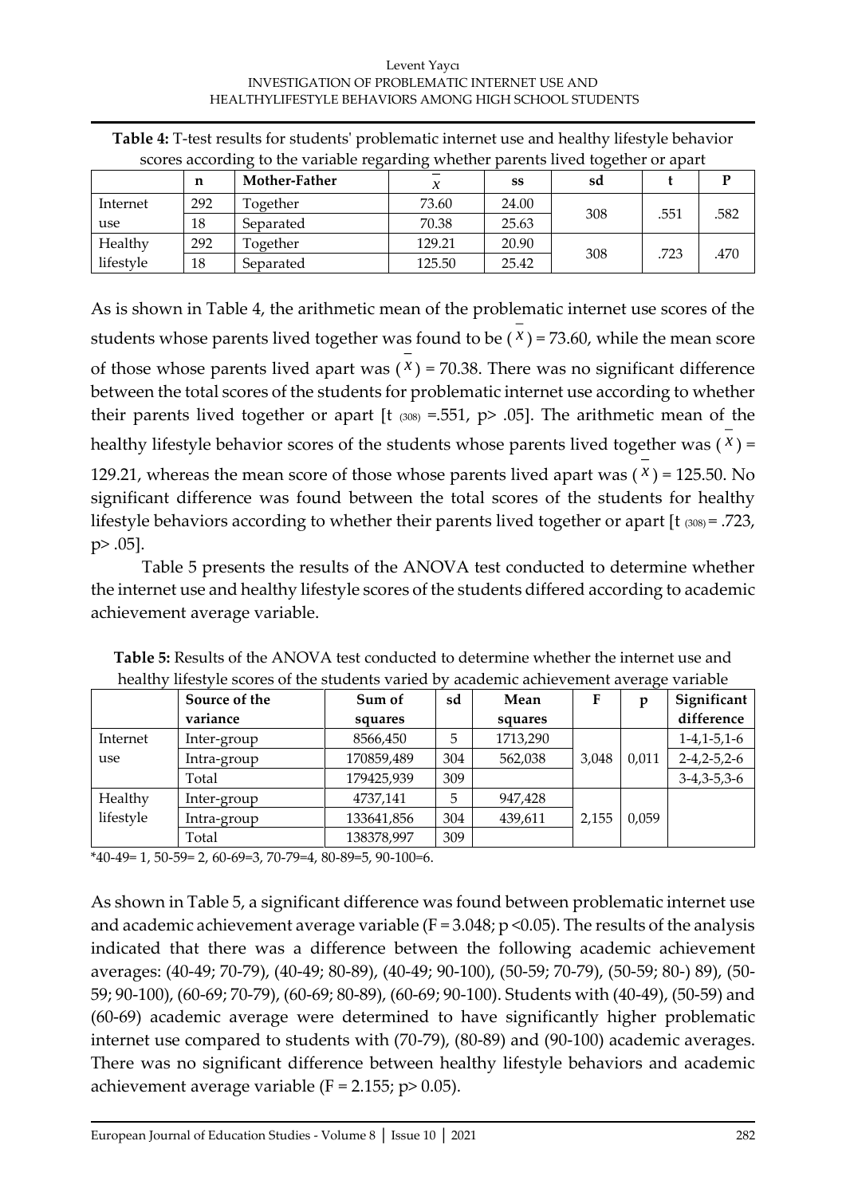**Table 4:** T-test results for students' problematic internet use and healthy lifestyle behavior scores according to the variable regarding whether parents lived together or apart

| | n | Mother-Father | $\bar{x}$ | ss | sd | t | P |
|---|---|---|---|---|---|---|---|
| Internet use | 292 | Together | 73.60 | 24.00 | 308 | .551 | .582 |
| | 18 | Separated | 70.38 | 25.63 | | | |
| Healthy lifestyle | 292 | Together | 129.21 | 20.90 | 308 | .723 | .470 |
| | 18 | Separated | 125.50 | 25.42 | | | |

As is shown in Table 4, the arithmetic mean of the problematic internet use scores of the students whose parents lived together was found to be ($\bar{x}$) = 73.60, while the mean score of those whose parents lived apart was ($\bar{x}$) = 70.38. There was no significant difference between the total scores of the students for problematic internet use according to whether their parents lived together or apart [$t_{(308)}$ =.551, p> .05]. The arithmetic mean of the healthy lifestyle behavior scores of the students whose parents lived together was ($\bar{x}$) = 129.21, whereas the mean score of those whose parents lived apart was ($\bar{x}$) = 125.50. No significant difference was found between the total scores of the students for healthy lifestyle behaviors according to whether their parents lived together or apart [$t_{(308)}$ = .723, p> .05].

Table 5 presents the results of the ANOVA test conducted to determine whether the internet use and healthy lifestyle scores of the students differed according to academic achievement average variable.

**Table 5:** Results of the ANOVA test conducted to determine whether the internet use and healthy lifestyle scores of the students varied by academic achievement average variable

| | Source of the variance | Sum of squares | sd | Mean squares | F | p | Significant difference |
|---|---|---|---|---|---|---|---|
| Internet use | Inter-group | 8566,450 | 5 | 1713,290 | 3,048 | 0,011 | 1-4,1-5,1-6 |
| | Intra-group | 170859,489 | 304 | 562,038 | | | 2-4,2-5,2-6 |
| | Total | 179425,939 | 309 | | | | 3-4,3-5,3-6 |
| Healthy lifestyle | Inter-group | 4737,141 | 5 | 947,428 | 2,155 | 0,059 | |
| | Intra-group | 133641,856 | 304 | 439,611 | | | |
| | Total | 138378,997 | 309 | | | | |

*40-49= 1, 50-59= 2, 60-69=3, 70-79=4, 80-89=5, 90-100=6.

As shown in Table 5, a significant difference was found between problematic internet use and academic achievement average variable (F = 3.048; p <0.05). The results of the analysis indicated that there was a difference between the following academic achievement averages: (40-49; 70-79), (40-49; 80-89), (40-49; 90-100), (50-59; 70-79), (50-59; 80-) 89), (50-59; 90-100), (60-69; 70-79), (60-69; 80-89), (60-69; 90-100). Students with (40-49), (50-59) and (60-69) academic average were determined to have significantly higher problematic internet use compared to students with (70-79), (80-89) and (90-100) academic averages. There was no significant difference between healthy lifestyle behaviors and academic achievement average variable (F = 2.155; p> 0.05).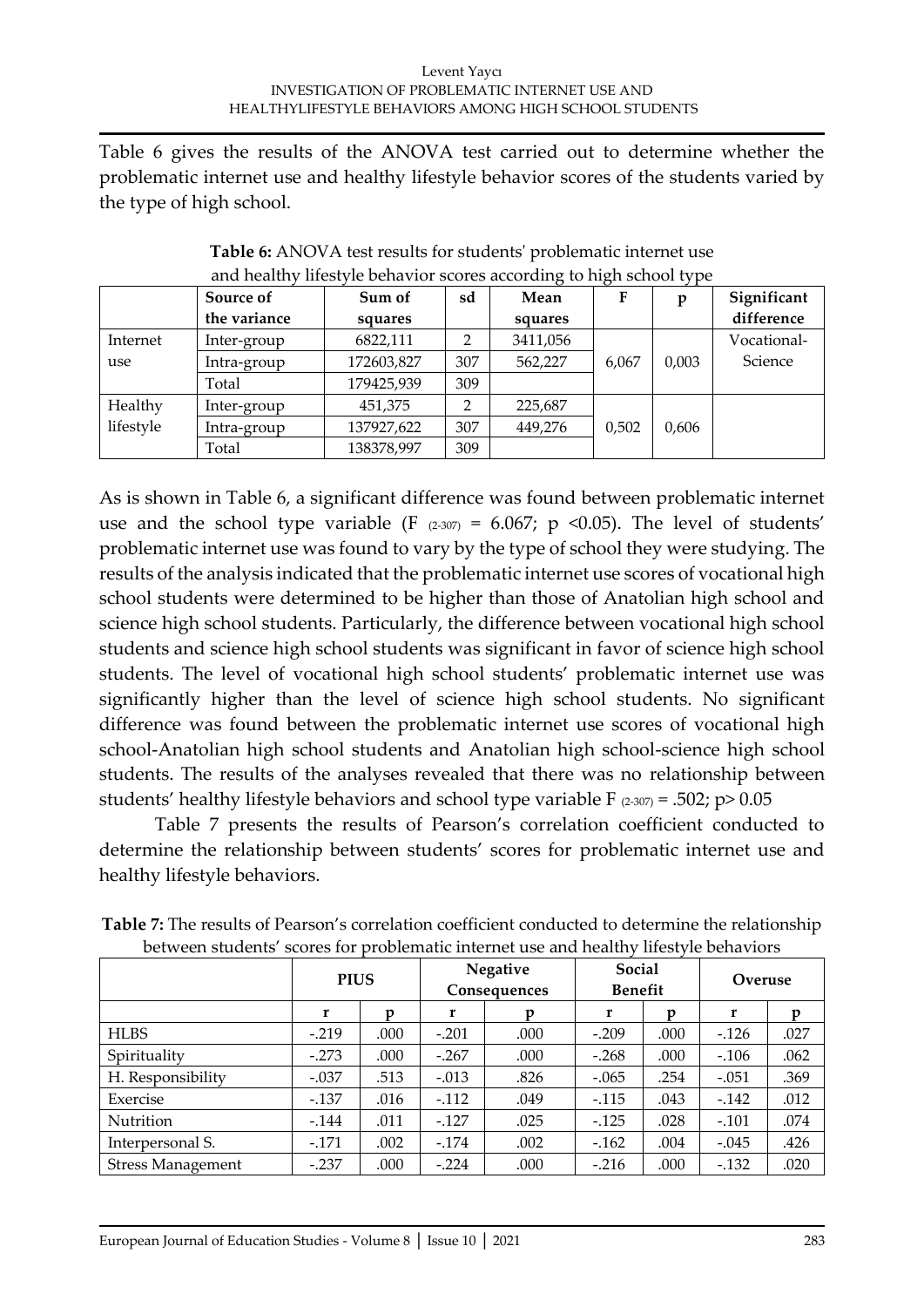Table 6 gives the results of the ANOVA test carried out to determine whether the problematic internet use and healthy lifestyle behavior scores of the students varied by the type of high school.

**Table 6:** ANOVA test results for students' problematic internet use and healthy lifestyle behavior scores according to high school type

| | Source of the variance | Sum of squares | sd | Mean squares | F | p | Significant difference |
|---|---|---|---|---|---|---|---|
| Internet use | Inter-group | 6822,111 | 2 | 3411,056 | 6,067 | 0,003 | Vocational-Science |
| | Intra-group | 172603,827 | 307 | 562,227 | | | |
| | Total | 179425,939 | 309 | | | | |
| Healthy lifestyle | Inter-group | 451,375 | 2 | 225,687 | 0,502 | 0,606 | |
| | Intra-group | 137927,622 | 307 | 449,276 | | | |
| | Total | 138378,997 | 309 | | | | |

As is shown in Table 6, a significant difference was found between problematic internet use and the school type variable ($F_{(2\text{-}307)} = 6.067$; $p < 0.05$). The level of students' problematic internet use was found to vary by the type of school they were studying. The results of the analysis indicated that the problematic internet use scores of vocational high school students were determined to be higher than those of Anatolian high school and science high school students. Particularly, the difference between vocational high school students and science high school students was significant in favor of science high school students. The level of vocational high school students' problematic internet use was significantly higher than the level of science high school students. No significant difference was found between the problematic internet use scores of vocational high school-Anatolian high school students and Anatolian high school-science high school students. The results of the analyses revealed that there was no relationship between students' healthy lifestyle behaviors and school type variable $F_{(2\text{-}307)} = .502$; $p > 0.05$

Table 7 presents the results of Pearson's correlation coefficient conducted to determine the relationship between students' scores for problematic internet use and healthy lifestyle behaviors.

**Table 7:** The results of Pearson's correlation coefficient conducted to determine the relationship between students' scores for problematic internet use and healthy lifestyle behaviors

| | PIUS | | Negative Consequences | | Social Benefit | | Overuse | |
|---|---|---|---|---|---|---|---|---|
| | r | p | r | p | r | p | r | p |
| HLBS | -.219 | .000 | -.201 | .000 | -.209 | .000 | -.126 | .027 |
| Spirituality | -.273 | .000 | -.267 | .000 | -.268 | .000 | -.106 | .062 |
| H. Responsibility | -.037 | .513 | -.013 | .826 | -.065 | .254 | -.051 | .369 |
| Exercise | -.137 | .016 | -.112 | .049 | -.115 | .043 | -.142 | .012 |
| Nutrition | -.144 | .011 | -.127 | .025 | -.125 | .028 | -.101 | .074 |
| Interpersonal S. | -.171 | .002 | -.174 | .002 | -.162 | .004 | -.045 | .426 |
| Stress Management | -.237 | .000 | -.224 | .000 | -.216 | .000 | -.132 | .020 |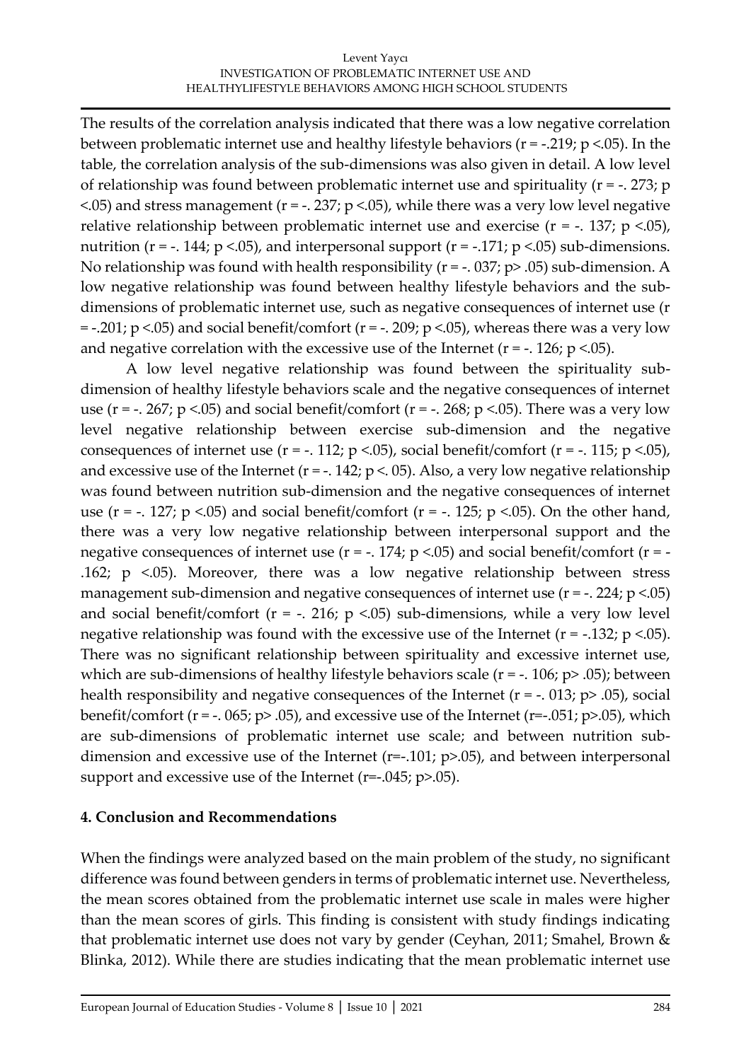The results of the correlation analysis indicated that there was a low negative correlation between problematic internet use and healthy lifestyle behaviors ($r = -.219$; $p < .05$). In the table, the correlation analysis of the sub-dimensions was also given in detail. A low level of relationship was found between problematic internet use and spirituality ($r = -.273$; $p < .05$) and stress management ($r = -.237$; $p < .05$), while there was a very low level negative relative relationship between problematic internet use and exercise ($r = -.137$; $p < .05$), nutrition ($r = -.144$; $p < .05$), and interpersonal support ($r = -.171$; $p < .05$) sub-dimensions. No relationship was found with health responsibility ($r = -.037$; $p > .05$) sub-dimension. A low negative relationship was found between healthy lifestyle behaviors and the sub-dimensions of problematic internet use, such as negative consequences of internet use ($r = -.201$; $p < .05$) and social benefit/comfort ($r = -.209$; $p < .05$), whereas there was a very low and negative correlation with the excessive use of the Internet ($r = -.126$; $p < .05$).

A low level negative relationship was found between the spirituality sub-dimension of healthy lifestyle behaviors scale and the negative consequences of internet use ($r = -.267$; $p < .05$) and social benefit/comfort ($r = -.268$; $p < .05$). There was a very low level negative relationship between exercise sub-dimension and the negative consequences of internet use ($r = -.112$; $p < .05$), social benefit/comfort ($r = -.115$; $p < .05$), and excessive use of the Internet ($r = -.142$; $p < .05$). Also, a very low negative relationship was found between nutrition sub-dimension and the negative consequences of internet use ($r = -.127$; $p < .05$) and social benefit/comfort ($r = -.125$; $p < .05$). On the other hand, there was a very low negative relationship between interpersonal support and the negative consequences of internet use ($r = -.174$; $p < .05$) and social benefit/comfort ($r = -.162$; $p < .05$). Moreover, there was a low negative relationship between stress management sub-dimension and negative consequences of internet use ($r = -.224$; $p < .05$) and social benefit/comfort ($r = -.216$; $p < .05$) sub-dimensions, while a very low level negative relationship was found with the excessive use of the Internet ($r = -.132$; $p < .05$). There was no significant relationship between spirituality and excessive internet use, which are sub-dimensions of healthy lifestyle behaviors scale ($r = -.106$; $p > .05$); between health responsibility and negative consequences of the Internet ($r = -.013$; $p > .05$), social benefit/comfort ($r = -.065$; $p > .05$), and excessive use of the Internet ($r = -.051$; $p > .05$), which are sub-dimensions of problematic internet use scale; and between nutrition sub-dimension and excessive use of the Internet ($r = -.101$; $p > .05$), and between interpersonal support and excessive use of the Internet ($r = -.045$; $p > .05$).

## 4. Conclusion and Recommendations

When the findings were analyzed based on the main problem of the study, no significant difference was found between genders in terms of problematic internet use. Nevertheless, the mean scores obtained from the problematic internet use scale in males were higher than the mean scores of girls. This finding is consistent with study findings indicating that problematic internet use does not vary by gender (Ceyhan, 2011; Smahel, Brown & Blinka, 2012). While there are studies indicating that the mean problematic internet use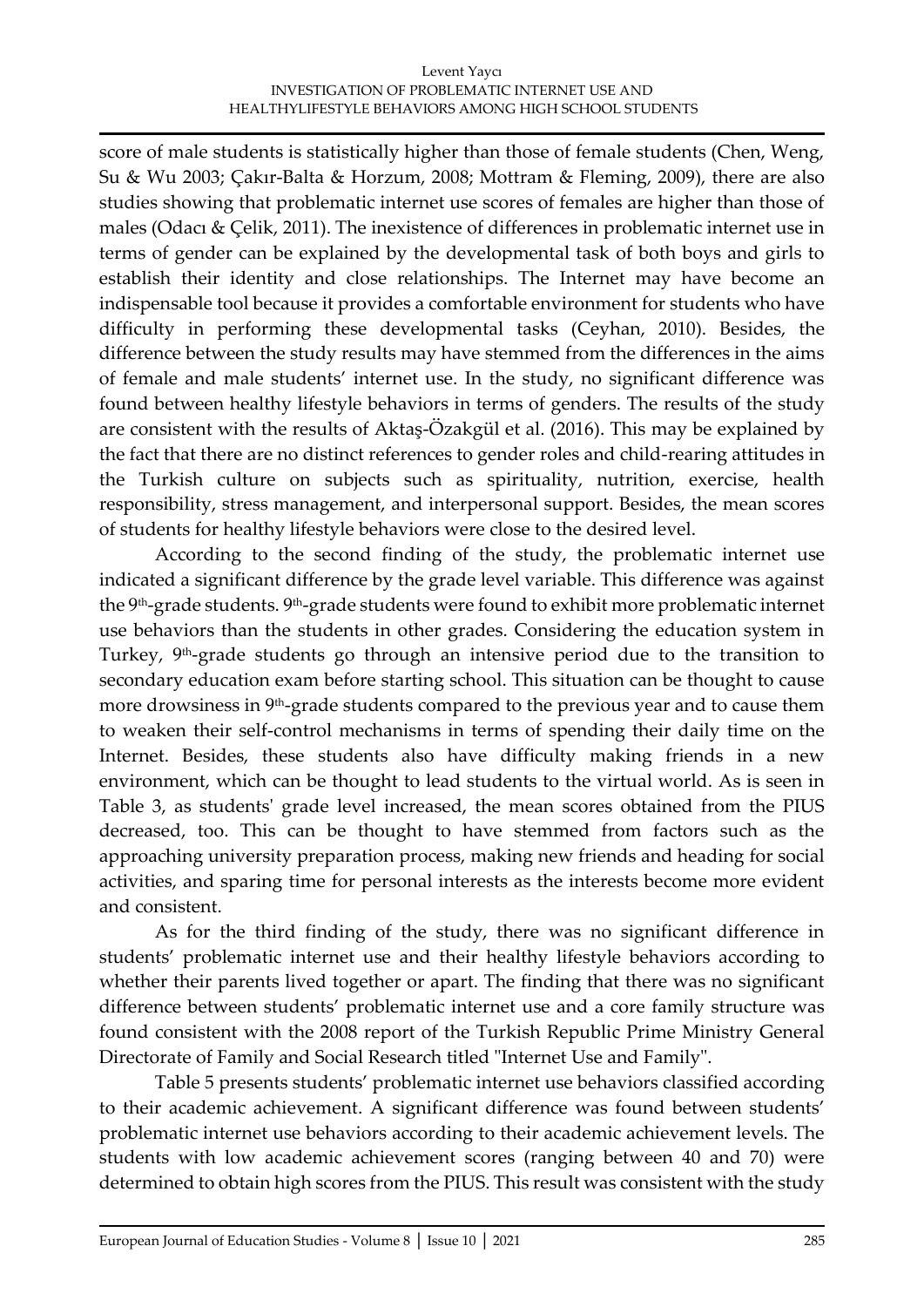score of male students is statistically higher than those of female students (Chen, Weng, Su & Wu 2003; Çakır-Balta & Horzum, 2008; Mottram & Fleming, 2009), there are also studies showing that problematic internet use scores of females are higher than those of males (Odacı & Çelik, 2011). The inexistence of differences in problematic internet use in terms of gender can be explained by the developmental task of both boys and girls to establish their identity and close relationships. The Internet may have become an indispensable tool because it provides a comfortable environment for students who have difficulty in performing these developmental tasks (Ceyhan, 2010). Besides, the difference between the study results may have stemmed from the differences in the aims of female and male students' internet use. In the study, no significant difference was found between healthy lifestyle behaviors in terms of genders. The results of the study are consistent with the results of Aktaş-Özakgül et al. (2016). This may be explained by the fact that there are no distinct references to gender roles and child-rearing attitudes in the Turkish culture on subjects such as spirituality, nutrition, exercise, health responsibility, stress management, and interpersonal support. Besides, the mean scores of students for healthy lifestyle behaviors were close to the desired level.

According to the second finding of the study, the problematic internet use indicated a significant difference by the grade level variable. This difference was against the 9th-grade students. 9th-grade students were found to exhibit more problematic internet use behaviors than the students in other grades. Considering the education system in Turkey, 9th-grade students go through an intensive period due to the transition to secondary education exam before starting school. This situation can be thought to cause more drowsiness in 9th-grade students compared to the previous year and to cause them to weaken their self-control mechanisms in terms of spending their daily time on the Internet. Besides, these students also have difficulty making friends in a new environment, which can be thought to lead students to the virtual world. As is seen in Table 3, as students' grade level increased, the mean scores obtained from the PIUS decreased, too. This can be thought to have stemmed from factors such as the approaching university preparation process, making new friends and heading for social activities, and sparing time for personal interests as the interests become more evident and consistent.

As for the third finding of the study, there was no significant difference in students' problematic internet use and their healthy lifestyle behaviors according to whether their parents lived together or apart. The finding that there was no significant difference between students' problematic internet use and a core family structure was found consistent with the 2008 report of the Turkish Republic Prime Ministry General Directorate of Family and Social Research titled "Internet Use and Family".

Table 5 presents students' problematic internet use behaviors classified according to their academic achievement. A significant difference was found between students' problematic internet use behaviors according to their academic achievement levels. The students with low academic achievement scores (ranging between 40 and 70) were determined to obtain high scores from the PIUS. This result was consistent with the study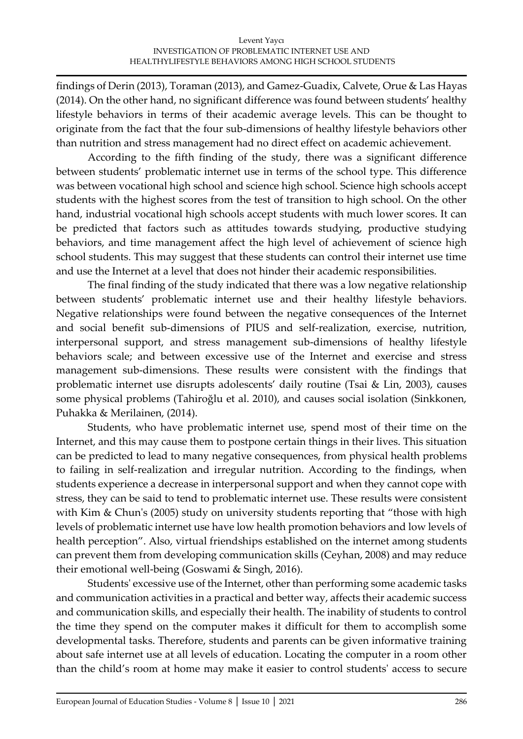findings of Derin (2013), Toraman (2013), and Gamez-Guadix, Calvete, Orue & Las Hayas (2014). On the other hand, no significant difference was found between students' healthy lifestyle behaviors in terms of their academic average levels. This can be thought to originate from the fact that the four sub-dimensions of healthy lifestyle behaviors other than nutrition and stress management had no direct effect on academic achievement.

According to the fifth finding of the study, there was a significant difference between students' problematic internet use in terms of the school type. This difference was between vocational high school and science high school. Science high schools accept students with the highest scores from the test of transition to high school. On the other hand, industrial vocational high schools accept students with much lower scores. It can be predicted that factors such as attitudes towards studying, productive studying behaviors, and time management affect the high level of achievement of science high school students. This may suggest that these students can control their internet use time and use the Internet at a level that does not hinder their academic responsibilities.

The final finding of the study indicated that there was a low negative relationship between students' problematic internet use and their healthy lifestyle behaviors. Negative relationships were found between the negative consequences of the Internet and social benefit sub-dimensions of PIUS and self-realization, exercise, nutrition, interpersonal support, and stress management sub-dimensions of healthy lifestyle behaviors scale; and between excessive use of the Internet and exercise and stress management sub-dimensions. These results were consistent with the findings that problematic internet use disrupts adolescents' daily routine (Tsai & Lin, 2003), causes some physical problems (Tahiroğlu et al. 2010), and causes social isolation (Sinkkonen, Puhakka & Merilainen, (2014).

Students, who have problematic internet use, spend most of their time on the Internet, and this may cause them to postpone certain things in their lives. This situation can be predicted to lead to many negative consequences, from physical health problems to failing in self-realization and irregular nutrition. According to the findings, when students experience a decrease in interpersonal support and when they cannot cope with stress, they can be said to tend to problematic internet use. These results were consistent with Kim & Chun's (2005) study on university students reporting that "those with high levels of problematic internet use have low health promotion behaviors and low levels of health perception". Also, virtual friendships established on the internet among students can prevent them from developing communication skills (Ceyhan, 2008) and may reduce their emotional well-being (Goswami & Singh, 2016).

Students' excessive use of the Internet, other than performing some academic tasks and communication activities in a practical and better way, affects their academic success and communication skills, and especially their health. The inability of students to control the time they spend on the computer makes it difficult for them to accomplish some developmental tasks. Therefore, students and parents can be given informative training about safe internet use at all levels of education. Locating the computer in a room other than the child's room at home may make it easier to control students' access to secure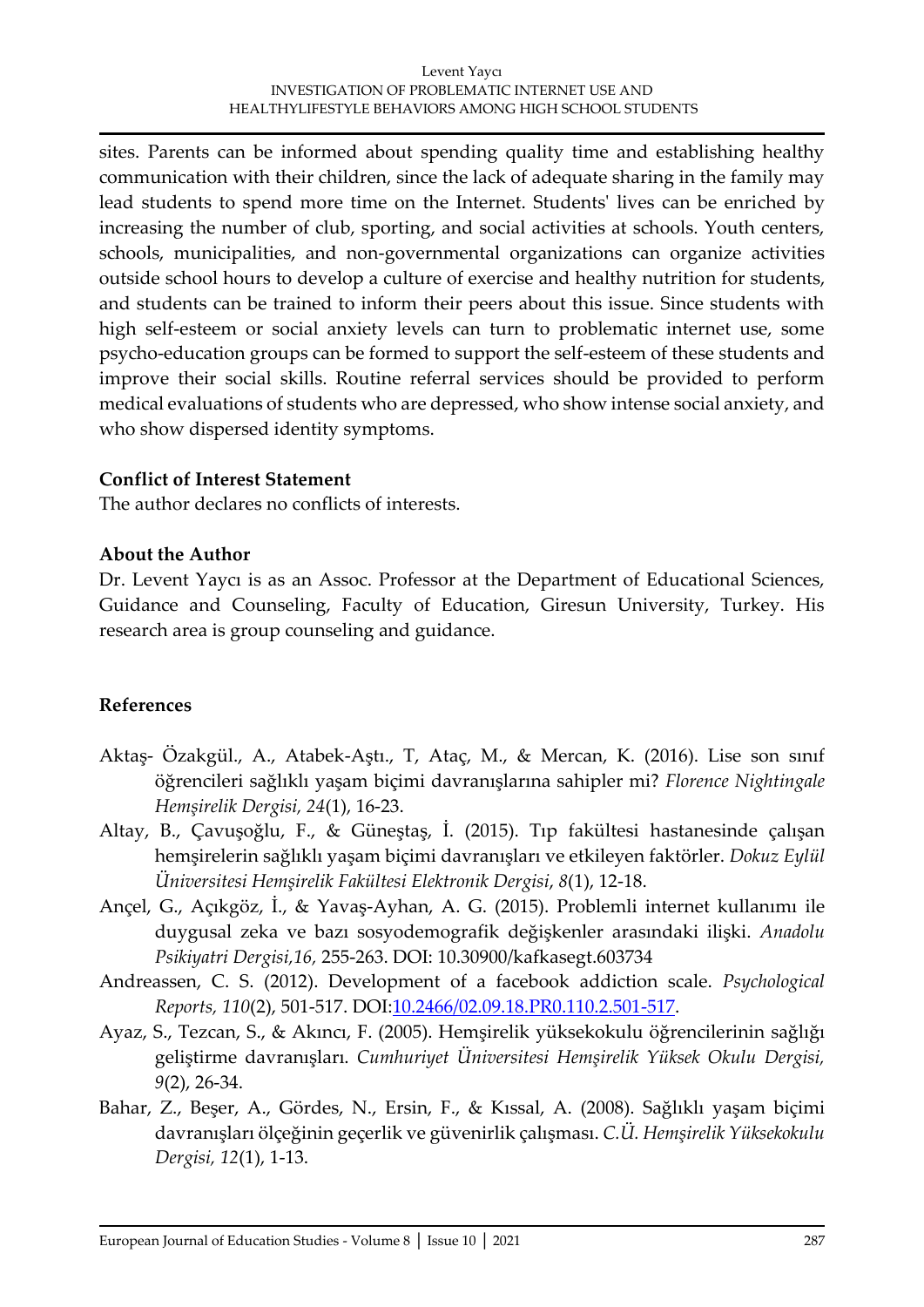sites. Parents can be informed about spending quality time and establishing healthy communication with their children, since the lack of adequate sharing in the family may lead students to spend more time on the Internet. Students' lives can be enriched by increasing the number of club, sporting, and social activities at schools. Youth centers, schools, municipalities, and non-governmental organizations can organize activities outside school hours to develop a culture of exercise and healthy nutrition for students, and students can be trained to inform their peers about this issue. Since students with high self-esteem or social anxiety levels can turn to problematic internet use, some psycho-education groups can be formed to support the self-esteem of these students and improve their social skills. Routine referral services should be provided to perform medical evaluations of students who are depressed, who show intense social anxiety, and who show dispersed identity symptoms.

### Conflict of Interest Statement

The author declares no conflicts of interests.

### About the Author

Dr. Levent Yaycı is as an Assoc. Professor at the Department of Educational Sciences, Guidance and Counseling, Faculty of Education, Giresun University, Turkey. His research area is group counseling and guidance.

### References

Aktaş- Özakgül., A., Atabek-Aştı., T, Ataç, M., & Mercan, K. (2016). Lise son sınıf öğrencileri sağlıklı yaşam biçimi davranışlarına sahipler mi? *Florence Nightingale Hemşirelik Dergisi, 24*(1), 16-23.

Altay, B., Çavuşoğlu, F., & Güneştaş, İ. (2015). Tıp fakültesi hastanesinde çalışan hemşirelerin sağlıklı yaşam biçimi davranışları ve etkileyen faktörler. *Dokuz Eylül Üniversitesi Hemşirelik Fakültesi Elektronik Dergisi*, *8*(1), 12-18.

Ançel, G., Açıkgöz, İ., & Yavaş-Ayhan, A. G. (2015). Problemli internet kullanımı ile duygusal zeka ve bazı sosyodemografik değişkenler arasındaki ilişki. *Anadolu Psikiyatri Dergisi,16,* 255-263. DOI: 10.30900/kafkasegt.603734

Andreassen, C. S. (2012). Development of a facebook addiction scale. *Psychological Reports, 110*(2), 501-517. DOI:10.2466/02.09.18.PR0.110.2.501-517.

Ayaz, S., Tezcan, S., & Akıncı, F. (2005). Hemşirelik yüksekokulu öğrencilerinin sağlığı geliştirme davranışları. *Cumhuriyet Üniversitesi Hemşirelik Yüksek Okulu Dergisi, 9*(2), 26-34.

Bahar, Z., Beşer, A., Gördes, N., Ersin, F., & Kıssal, A. (2008). Sağlıklı yaşam biçimi davranışları ölçeğinin geçerlik ve güvenirlik çalışması. *C.Ü. Hemşirelik Yüksekokulu Dergisi, 12*(1), 1-13.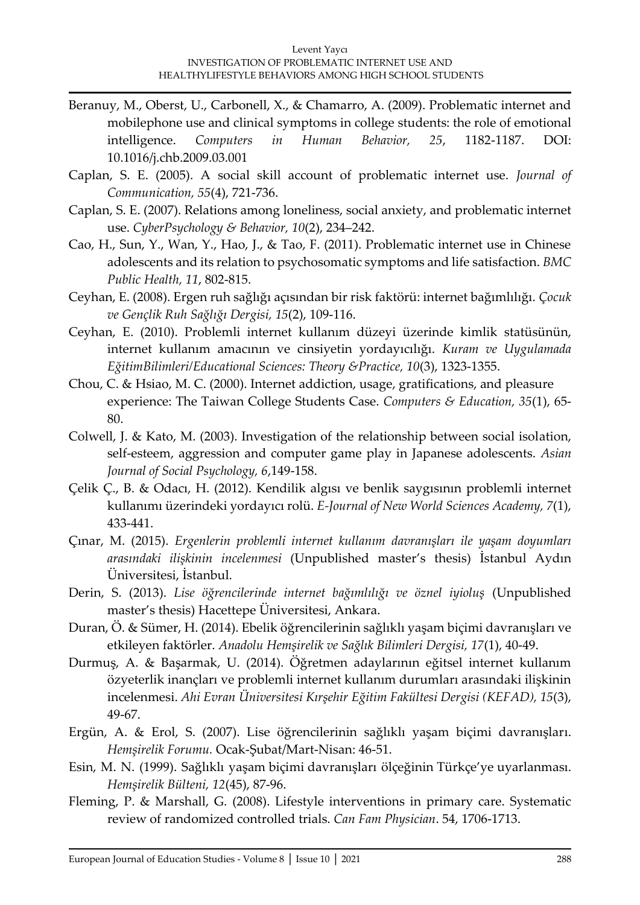Beranuy, M., Oberst, U., Carbonell, X., & Chamarro, A. (2009). Problematic internet and mobilephone use and clinical symptoms in college students: the role of emotional intelligence. *Computers in Human Behavior, 25*, 1182-1187. DOI: 10.1016/j.chb.2009.03.001

Caplan, S. E. (2005). A social skill account of problematic internet use. *Journal of Communication, 55*(4), 721-736.

Caplan, S. E. (2007). Relations among loneliness, social anxiety, and problematic internet use. *CyberPsychology & Behavior, 10*(2), 234–242.

Cao, H., Sun, Y., Wan, Y., Hao, J., & Tao, F. (2011). Problematic internet use in Chinese adolescents and its relation to psychosomatic symptoms and life satisfaction. *BMC Public Health, 11*, 802-815.

Ceyhan, E. (2008). Ergen ruh sağlığı açısından bir risk faktörü: internet bağımlılığı. *Çocuk ve Gençlik Ruh Sağlığı Dergisi, 15*(2), 109-116.

Ceyhan, E. (2010). Problemli internet kullanım düzeyi üzerinde kimlik statüsünün, internet kullanım amacının ve cinsiyetin yordayıcılığı. *Kuram ve Uygulamada EğitimBilimleri/Educational Sciences: Theory &Practice, 10*(3), 1323-1355.

Chou, C. & Hsiao, M. C. (2000). Internet addiction, usage, gratifications, and pleasure experience: The Taiwan College Students Case. *Computers & Education, 35*(1), 65-80.

Colwell, J. & Kato, M. (2003). Investigation of the relationship between social isolation, self-esteem, aggression and computer game play in Japanese adolescents. *Asian Journal of Social Psychology, 6*,149-158.

Çelik Ç., B. & Odacı, H. (2012). Kendilik algısı ve benlik saygısının problemli internet kullanımı üzerindeki yordayıcı rolü. *E-Journal of New World Sciences Academy, 7*(1), 433-441.

Çınar, M. (2015). *Ergenlerin problemli internet kullanım davranışları ile yaşam doyumları arasındaki ilişkinin incelenmesi* (Unpublished master's thesis) İstanbul Aydın Üniversitesi, İstanbul.

Derin, S. (2013). *Lise öğrencilerinde internet bağımlılığı ve öznel iyioluş* (Unpublished master's thesis) Hacettepe Üniversitesi, Ankara.

Duran, Ö. & Sümer, H. (2014). Ebelik öğrencilerinin sağlıklı yaşam biçimi davranışları ve etkileyen faktörler. *Anadolu Hemşirelik ve Sağlık Bilimleri Dergisi, 17*(1), 40-49.

Durmuş, A. & Başarmak, U. (2014). Öğretmen adaylarının eğitsel internet kullanım özyeterlik inançları ve problemli internet kullanım durumları arasındaki ilişkinin incelenmesi. *Ahi Evran Üniversitesi Kırşehir Eğitim Fakültesi Dergisi (KEFAD), 15*(3), 49-67.

Ergün, A. & Erol, S. (2007). Lise öğrencilerinin sağlıklı yaşam biçimi davranışları. *Hemşirelik Forumu*. Ocak-Şubat/Mart-Nisan: 46-51.

Esin, M. N. (1999). Sağlıklı yaşam biçimi davranışları ölçeğinin Türkçe'ye uyarlanması. *Hemşirelik Bülteni, 12*(45), 87-96.

Fleming, P. & Marshall, G. (2008). Lifestyle interventions in primary care. Systematic review of randomized controlled trials. *Can Fam Physician*. 54, 1706-1713.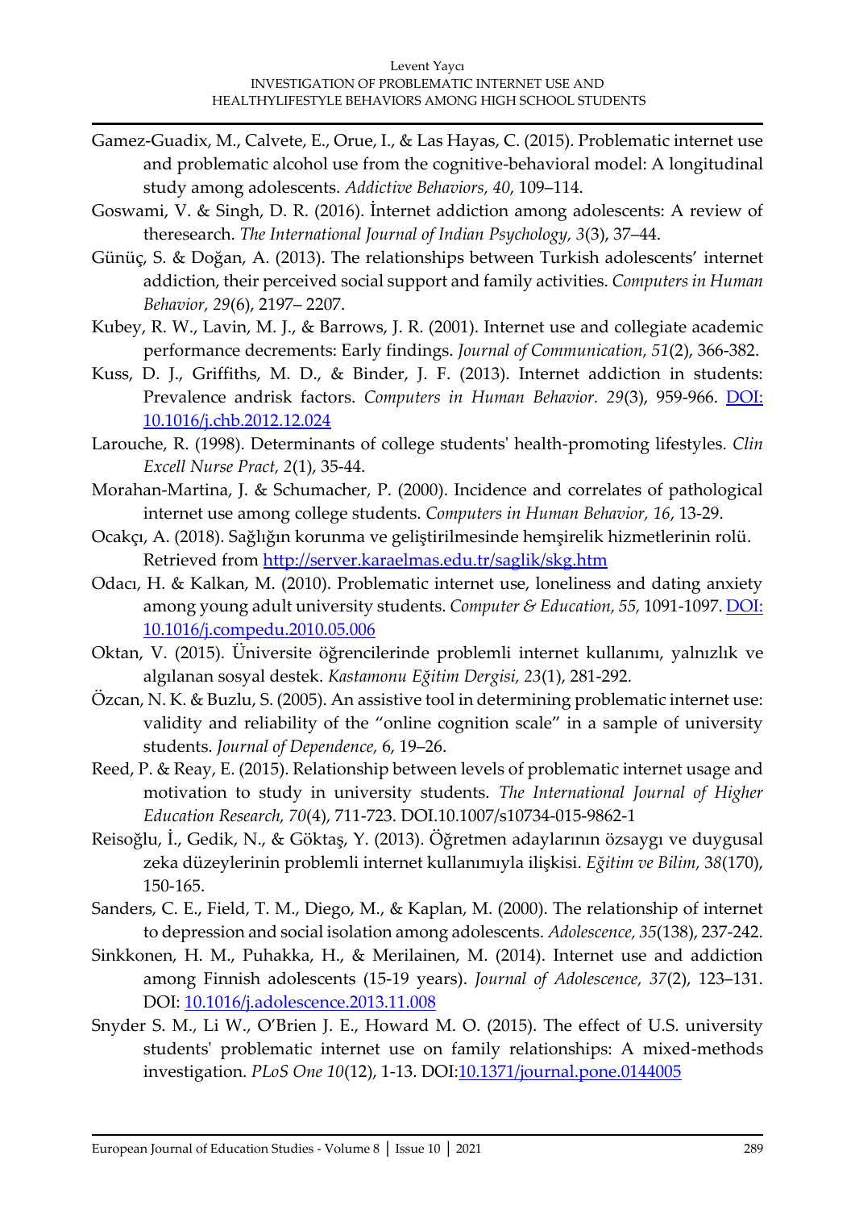Gamez-Guadix, M., Calvete, E., Orue, I., & Las Hayas, C. (2015). Problematic internet use and problematic alcohol use from the cognitive-behavioral model: A longitudinal study among adolescents. *Addictive Behaviors, 40*, 109–114.

Goswami, V. & Singh, D. R. (2016). İnternet addiction among adolescents: A review of theresearch. *The International Journal of Indian Psychology, 3*(3), 37–44.

Günüç, S. & Doğan, A. (2013). The relationships between Turkish adolescents' internet addiction, their perceived social support and family activities. *Computers in Human Behavior, 29*(6), 2197– 2207.

Kubey, R. W., Lavin, M. J., & Barrows, J. R. (2001). Internet use and collegiate academic performance decrements: Early findings. *Journal of Communication, 51*(2), 366-382.

Kuss, D. J., Griffiths, M. D., & Binder, J. F. (2013). Internet addiction in students: Prevalence andrisk factors. *Computers in Human Behavior. 29*(3), 959-966. DOI: 10.1016/j.chb.2012.12.024

Larouche, R. (1998). Determinants of college students' health-promoting lifestyles. *Clin Excell Nurse Pract, 2*(1), 35-44.

Morahan-Martina, J. & Schumacher, P. (2000). Incidence and correlates of pathological internet use among college students. *Computers in Human Behavior, 16*, 13-29.

Ocakçı, A. (2018). Sağlığın korunma ve geliştirilmesinde hemşirelik hizmetlerinin rolü. Retrieved from http://server.karaelmas.edu.tr/saglik/skg.htm

Odacı, H. & Kalkan, M. (2010). Problematic internet use, loneliness and dating anxiety among young adult university students. *Computer & Education, 55*, 1091-1097. DOI: 10.1016/j.compedu.2010.05.006

Oktan, V. (2015). Üniversite öğrencilerinde problemli internet kullanımı, yalnızlık ve algılanan sosyal destek. *Kastamonu Eğitim Dergisi, 23*(1), 281-292.

Özcan, N. K. & Buzlu, S. (2005). An assistive tool in determining problematic internet use: validity and reliability of the "online cognition scale" in a sample of university students. *Journal of Dependence,* 6, 19–26.

Reed, P. & Reay, E. (2015). Relationship between levels of problematic internet usage and motivation to study in university students. *The International Journal of Higher Education Research, 70*(4), 711-723. DOI.10.1007/s10734-015-9862-1

Reisoğlu, İ., Gedik, N., & Göktaş, Y. (2013). Öğretmen adaylarının özsaygı ve duygusal zeka düzeylerinin problemli internet kullanımıyla ilişkisi. *Eğitim ve Bilim, 38*(170), 150-165.

Sanders, C. E., Field, T. M., Diego, M., & Kaplan, M. (2000). The relationship of internet to depression and social isolation among adolescents. *Adolescence, 35*(138), 237-242.

Sinkkonen, H. M., Puhakka, H., & Merilainen, M. (2014). Internet use and addiction among Finnish adolescents (15-19 years). *Journal of Adolescence, 37*(2), 123–131. DOI: 10.1016/j.adolescence.2013.11.008

Snyder S. M., Li W., O'Brien J. E., Howard M. O. (2015). The effect of U.S. university students' problematic internet use on family relationships: A mixed-methods investigation. *PLoS One 10*(12), 1-13. DOI:10.1371/journal.pone.0144005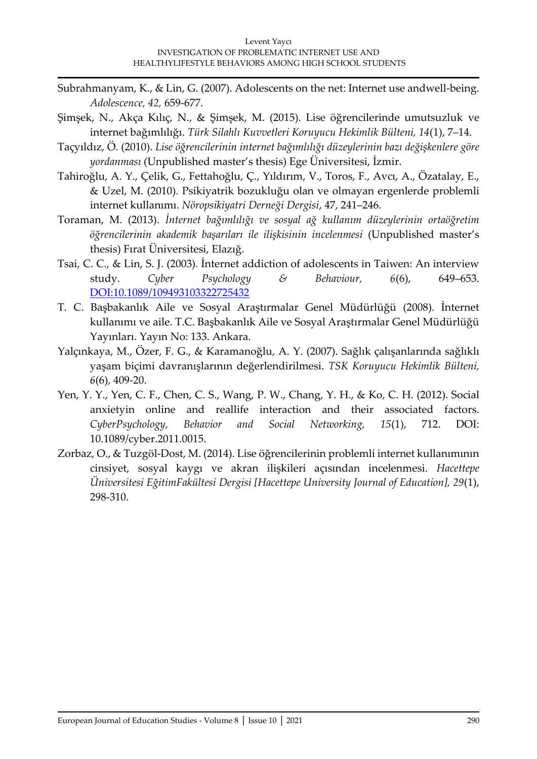Subrahmanyam, K., & Lin, G. (2007). Adolescents on the net: Internet use andwell-being. *Adolescence, 42,* 659-677.

Şimşek, N., Akça Kılıç, N., & Şimşek, M. (2015). Lise öğrencilerinde umutsuzluk ve internet bağımlılığı. *Türk Silahlı Kuvvetleri Koruyucu Hekimlik Bülteni, 14*(1), 7–14.

Taçyıldız, Ö. (2010). *Lise öğrencilerinin internet bağımlılığı düzeylerinin bazı değişkenlere göre yordanması* (Unpublished master's thesis) Ege Üniversitesi, İzmir.

Tahiroğlu, A. Y., Çelik, G., Fettahoğlu, Ç., Yıldırım, V., Toros, F., Avcı, A., Özatalay, E., & Uzel, M. (2010). Psikiyatrik bozukluğu olan ve olmayan ergenlerde problemli internet kullanımı. *Nöropsikiyatri Derneği Dergisi*, 47, 241–246.

Toraman, M. (2013). *İnternet bağımlılığı ve sosyal ağ kullanım düzeylerinin ortaöğretim öğrencilerinin akademik başarıları ile ilişkisinin incelenmesi* (Unpublished master's thesis) Fırat Üniversitesi, Elazığ.

Tsai, C. C., & Lin, S. J. (2003). İnternet addiction of adolescents in Taiwen: An interview study. *Cyber Psychology & Behaviour, 6*(6), 649–653. DOI:10.1089/109493103322725432

T. C. Başbakanlık Aile ve Sosyal Araştırmalar Genel Müdürlüğü (2008). İnternet kullanımı ve aile. T.C. Başbakanlık Aile ve Sosyal Araştırmalar Genel Müdürlüğü Yayınları. Yayın No: 133. Ankara.

Yalçınkaya, M., Özer, F. G., & Karamanoğlu, A. Y. (2007). Sağlık çalışanlarında sağlıklı yaşam biçimi davranışlarının değerlendirilmesi. *TSK Koruyucu Hekimlik Bülteni, 6*(6), 409-20.

Yen, Y. Y., Yen, C. F., Chen, C. S., Wang, P. W., Chang, Y. H., & Ko, C. H. (2012). Social anxietyin online and reallife interaction and their associated factors. *CyberPsychology, Behavior and Social Networking, 15*(1), 712. DOI: 10.1089/cyber.2011.0015.

Zorbaz, O., & Tuzgöl-Dost, M. (2014). Lise öğrencilerinin problemli internet kullanımının cinsiyet, sosyal kaygı ve akran ilişkileri açısından incelenmesi. *Hacettepe Üniversitesi EğitimFakültesi Dergisi [Hacettepe University Journal of Education], 29*(1), 298-310.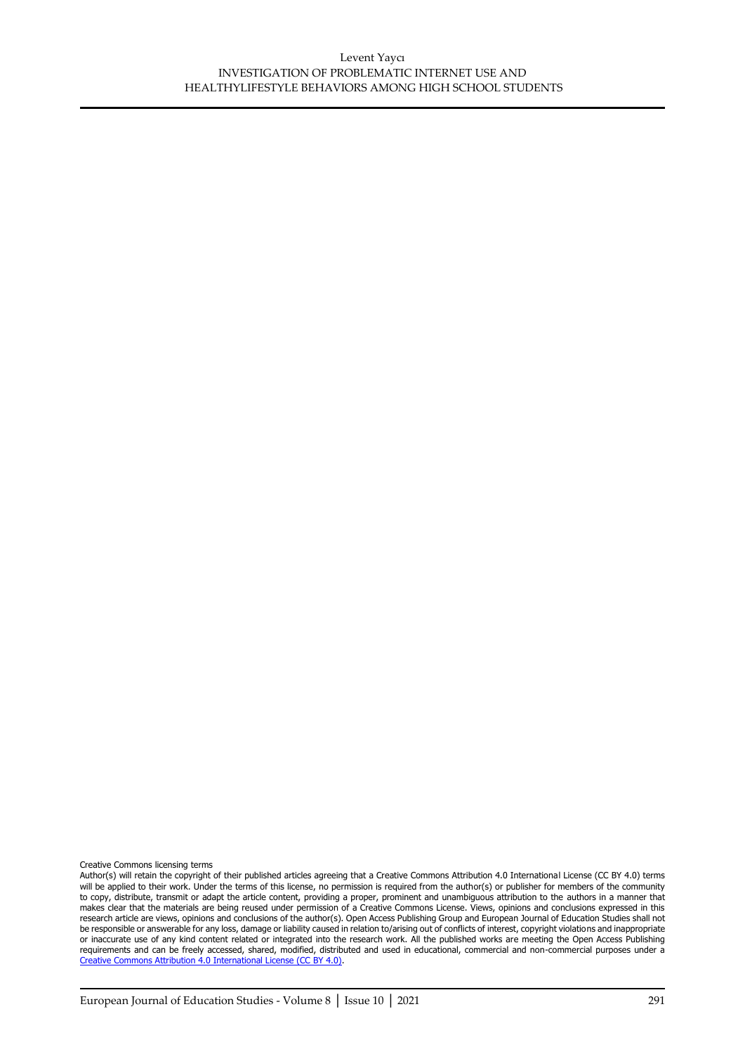Creative Commons licensing terms

Author(s) will retain the copyright of their published articles agreeing that a Creative Commons Attribution 4.0 International License (CC BY 4.0) terms will be applied to their work. Under the terms of this license, no permission is required from the author(s) or publisher for members of the community to copy, distribute, transmit or adapt the article content, providing a proper, prominent and unambiguous attribution to the authors in a manner that makes clear that the materials are being reused under permission of a Creative Commons License. Views, opinions and conclusions expressed in this research article are views, opinions and conclusions of the author(s). Open Access Publishing Group and European Journal of Education Studies shall not be responsible or answerable for any loss, damage or liability caused in relation to/arising out of conflicts of interest, copyright violations and inappropriate or inaccurate use of any kind content related or integrated into the research work. All the published works are meeting the Open Access Publishing requirements and can be freely accessed, shared, modified, distributed and used in educational, commercial and non-commercial purposes under a Creative Commons Attribution 4.0 International License (CC BY 4.0).